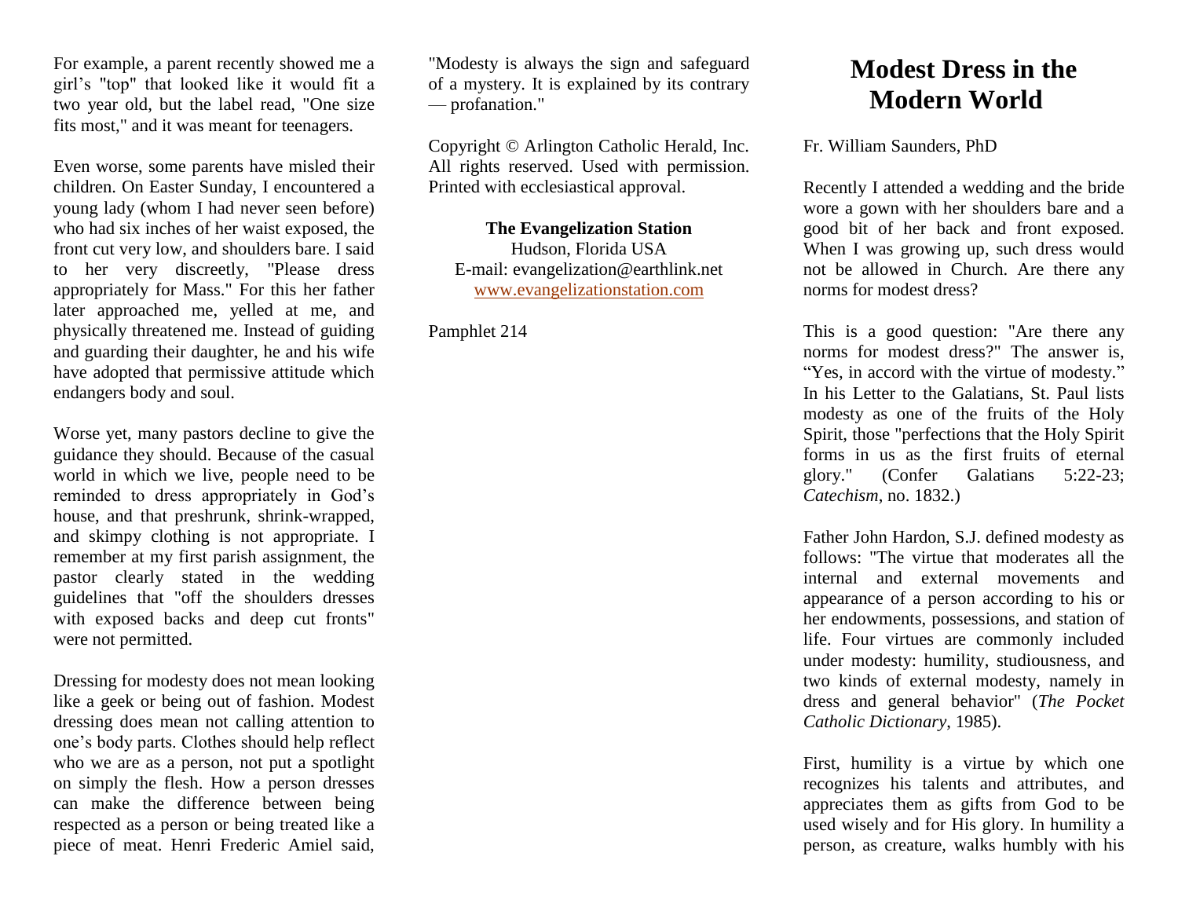For example, a parent recently showed me a girl's "top" that looked like it would fit a two year old, but the label read, "One size fits most," and it was meant for teenagers.

Even worse, some parents have misled their children. On Easter Sunday, I encountered a young lady (whom I had never seen before) who had six inches of her waist exposed, the front cut very low, and shoulders bare. I said to her very discreetly, "Please dress appropriately for Mass." For this her father later approached me, yelled at me, and physically threatened me. Instead of guiding and guarding their daughter, he and his wife have adopted that permissive attitude which endangers body and soul.

Worse yet, many pastors decline to give the guidance they should. Because of the casual world in which we live, people need to be reminded to dress appropriately in God's house, and that preshrunk, shrink-wrapped, and skimpy clothing is not appropriate. I remember at my first parish assignment, the pastor clearly stated in the wedding guidelines that "off the shoulders dresses with exposed backs and deep cut fronts" were not permitted.

Dressing for modesty does not mean looking like a geek or being out of fashion. Modest dressing does mean not calling attention to one's body parts. Clothes should help reflect who we are as a person, not put a spotlight on simply the flesh. How a person dresses can make the difference between being respected as a person or being treated like a piece of meat. Henri Frederic Amiel said, "Modesty is always the sign and safeguard of a mystery. It is explained by its contrary — profanation."

Copyright © Arlington Catholic Herald, Inc. All rights reserved. Used with permission. Printed with ecclesiastical approval.

**The Evangelization Station**
Hudson, Florida USA
E-mail: evangelization@earthlink.net
www.evangelizationstation.com

Pamphlet 214

# Modest Dress in the Modern World

Fr. William Saunders, PhD

Recently I attended a wedding and the bride wore a gown with her shoulders bare and a good bit of her back and front exposed. When I was growing up, such dress would not be allowed in Church. Are there any norms for modest dress?

This is a good question: "Are there any norms for modest dress?" The answer is, "Yes, in accord with the virtue of modesty." In his Letter to the Galatians, St. Paul lists modesty as one of the fruits of the Holy Spirit, those "perfections that the Holy Spirit forms in us as the first fruits of eternal glory." (Confer Galatians 5:22-23; *Catechism*, no. 1832.)

Father John Hardon, S.J. defined modesty as follows: "The virtue that moderates all the internal and external movements and appearance of a person according to his or her endowments, possessions, and station of life. Four virtues are commonly included under modesty: humility, studiousness, and two kinds of external modesty, namely in dress and general behavior" (*The Pocket Catholic Dictionary*, 1985).

First, humility is a virtue by which one recognizes his talents and attributes, and appreciates them as gifts from God to be used wisely and for His glory. In humility a person, as creature, walks humbly with his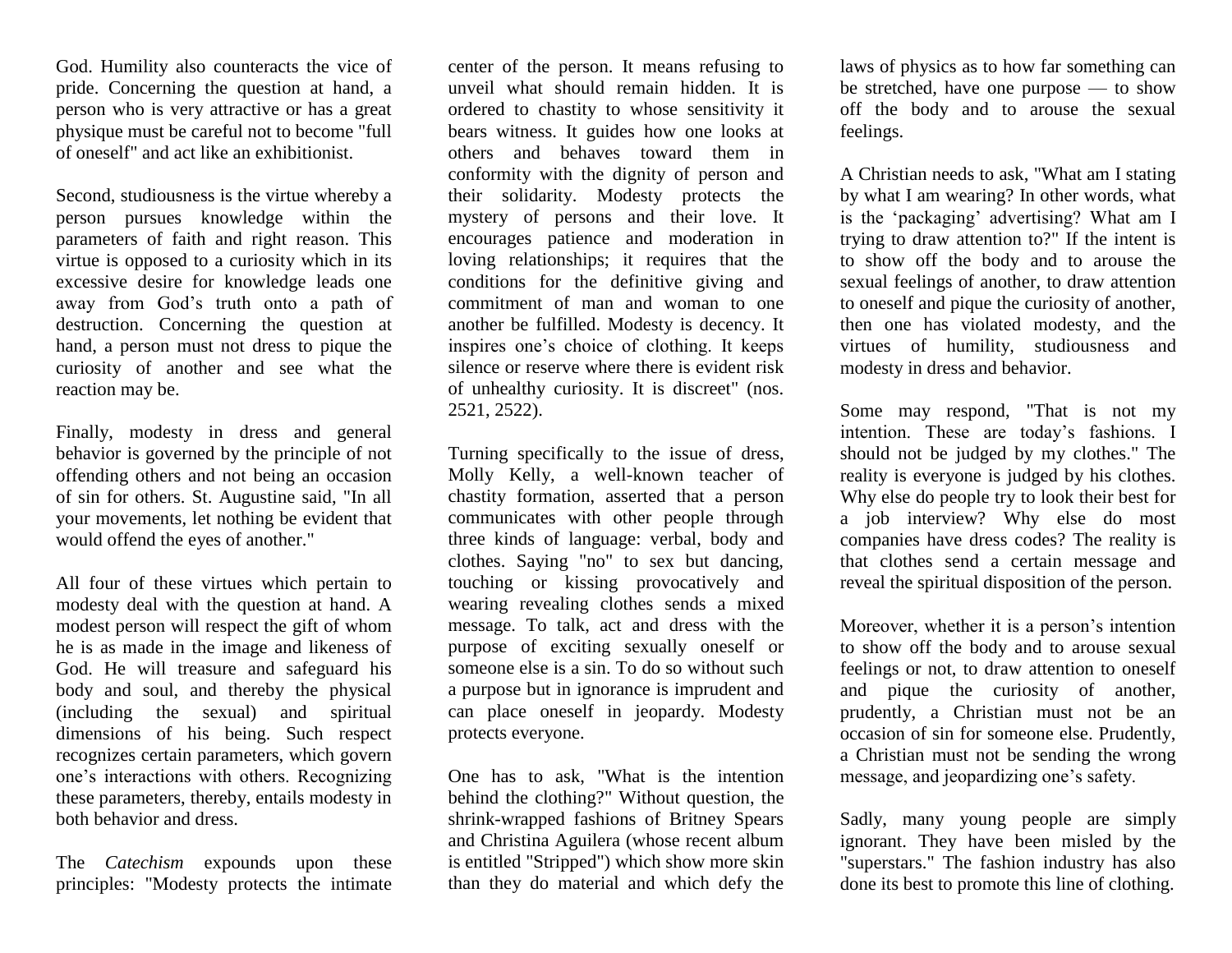God. Humility also counteracts the vice of pride. Concerning the question at hand, a person who is very attractive or has a great physique must be careful not to become "full of oneself" and act like an exhibitionist.

Second, studiousness is the virtue whereby a person pursues knowledge within the parameters of faith and right reason. This virtue is opposed to a curiosity which in its excessive desire for knowledge leads one away from God's truth onto a path of destruction. Concerning the question at hand, a person must not dress to pique the curiosity of another and see what the reaction may be.

Finally, modesty in dress and general behavior is governed by the principle of not offending others and not being an occasion of sin for others. St. Augustine said, "In all your movements, let nothing be evident that would offend the eyes of another."

All four of these virtues which pertain to modesty deal with the question at hand. A modest person will respect the gift of whom he is as made in the image and likeness of God. He will treasure and safeguard his body and soul, and thereby the physical (including the sexual) and spiritual dimensions of his being. Such respect recognizes certain parameters, which govern one's interactions with others. Recognizing these parameters, thereby, entails modesty in both behavior and dress.

The *Catechism* expounds upon these principles: "Modesty protects the intimate center of the person. It means refusing to unveil what should remain hidden. It is ordered to chastity to whose sensitivity it bears witness. It guides how one looks at others and behaves toward them in conformity with the dignity of person and their solidarity. Modesty protects the mystery of persons and their love. It encourages patience and moderation in loving relationships; it requires that the conditions for the definitive giving and commitment of man and woman to one another be fulfilled. Modesty is decency. It inspires one's choice of clothing. It keeps silence or reserve where there is evident risk of unhealthy curiosity. It is discreet" (nos. 2521, 2522).

Turning specifically to the issue of dress, Molly Kelly, a well-known teacher of chastity formation, asserted that a person communicates with other people through three kinds of language: verbal, body and clothes. Saying "no" to sex but dancing, touching or kissing provocatively and wearing revealing clothes sends a mixed message. To talk, act and dress with the purpose of exciting sexually oneself or someone else is a sin. To do so without such a purpose but in ignorance is imprudent and can place oneself in jeopardy. Modesty protects everyone.

One has to ask, "What is the intention behind the clothing?" Without question, the shrink-wrapped fashions of Britney Spears and Christina Aguilera (whose recent album is entitled "Stripped") which show more skin than they do material and which defy the laws of physics as to how far something can be stretched, have one purpose — to show off the body and to arouse the sexual feelings.

A Christian needs to ask, "What am I stating by what I am wearing? In other words, what is the 'packaging' advertising? What am I trying to draw attention to?" If the intent is to show off the body and to arouse the sexual feelings of another, to draw attention to oneself and pique the curiosity of another, then one has violated modesty, and the virtues of humility, studiousness and modesty in dress and behavior.

Some may respond, "That is not my intention. These are today's fashions. I should not be judged by my clothes." The reality is everyone is judged by his clothes. Why else do people try to look their best for a job interview? Why else do most companies have dress codes? The reality is that clothes send a certain message and reveal the spiritual disposition of the person.

Moreover, whether it is a person's intention to show off the body and to arouse sexual feelings or not, to draw attention to oneself and pique the curiosity of another, prudently, a Christian must not be an occasion of sin for someone else. Prudently, a Christian must not be sending the wrong message, and jeopardizing one's safety.

Sadly, many young people are simply ignorant. They have been misled by the "superstars." The fashion industry has also done its best to promote this line of clothing.